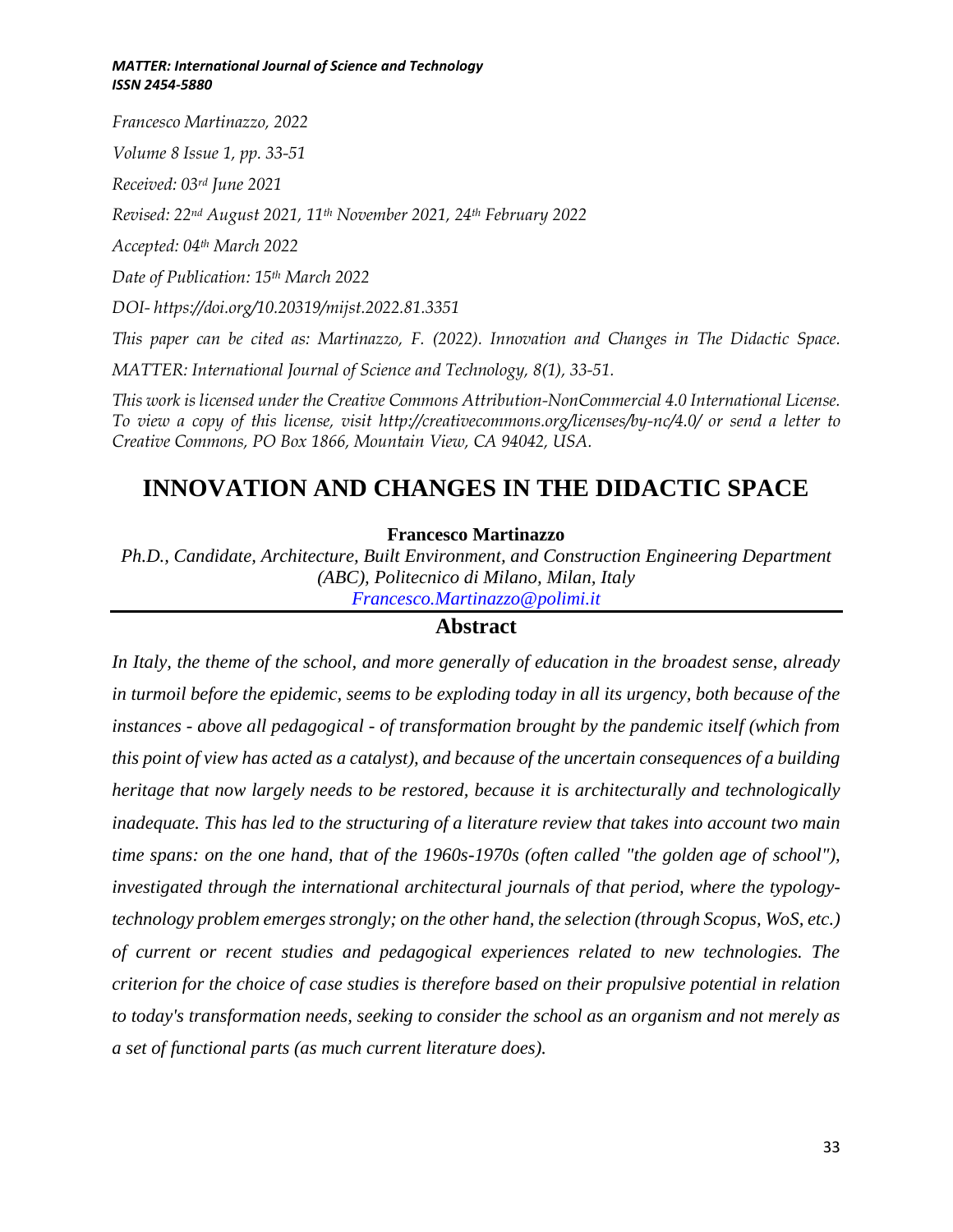*Francesco Martinazzo, 2022*

*Volume 8 Issue 1, pp. 33-51*

*Received: 03rd June 2021*

*Revised: 22nd August 2021, 11th November 2021, 24th February 2022*

*Accepted: 04th March 2022*

*Date of Publication: 15th March 2022*

*DOI- https://doi.org/10.20319/mijst.2022.81.3351*

*This paper can be cited as: Martinazzo, F. (2022). Innovation and Changes in The Didactic Space. MATTER: International Journal of Science and Technology, 8(1), 33-51.*

*This work is licensed under the Creative Commons Attribution-NonCommercial 4.0 International License. To view a copy of this license, visit http://creativecommons.org/licenses/by-nc/4.0/ or send a letter to Creative Commons, PO Box 1866, Mountain View, CA 94042, USA.*

# INNOVATION AND CHANGES IN THE DIDACTIC SPACE

**Francesco Martinazzo**

*Ph.D., Candidate, Architecture, Built Environment, and Construction Engineering Department (ABC), Politecnico di Milano, Milan, Italy*
*Francesco.Martinazzo@polimi.it*

## Abstract

*In Italy, the theme of the school, and more generally of education in the broadest sense, already in turmoil before the epidemic, seems to be exploding today in all its urgency, both because of the instances - above all pedagogical - of transformation brought by the pandemic itself (which from this point of view has acted as a catalyst), and because of the uncertain consequences of a building heritage that now largely needs to be restored, because it is architecturally and technologically inadequate. This has led to the structuring of a literature review that takes into account two main time spans: on the one hand, that of the 1960s-1970s (often called "the golden age of school"), investigated through the international architectural journals of that period, where the typology-technology problem emerges strongly; on the other hand, the selection (through Scopus, WoS, etc.) of current or recent studies and pedagogical experiences related to new technologies. The criterion for the choice of case studies is therefore based on their propulsive potential in relation to today's transformation needs, seeking to consider the school as an organism and not merely as a set of functional parts (as much current literature does).*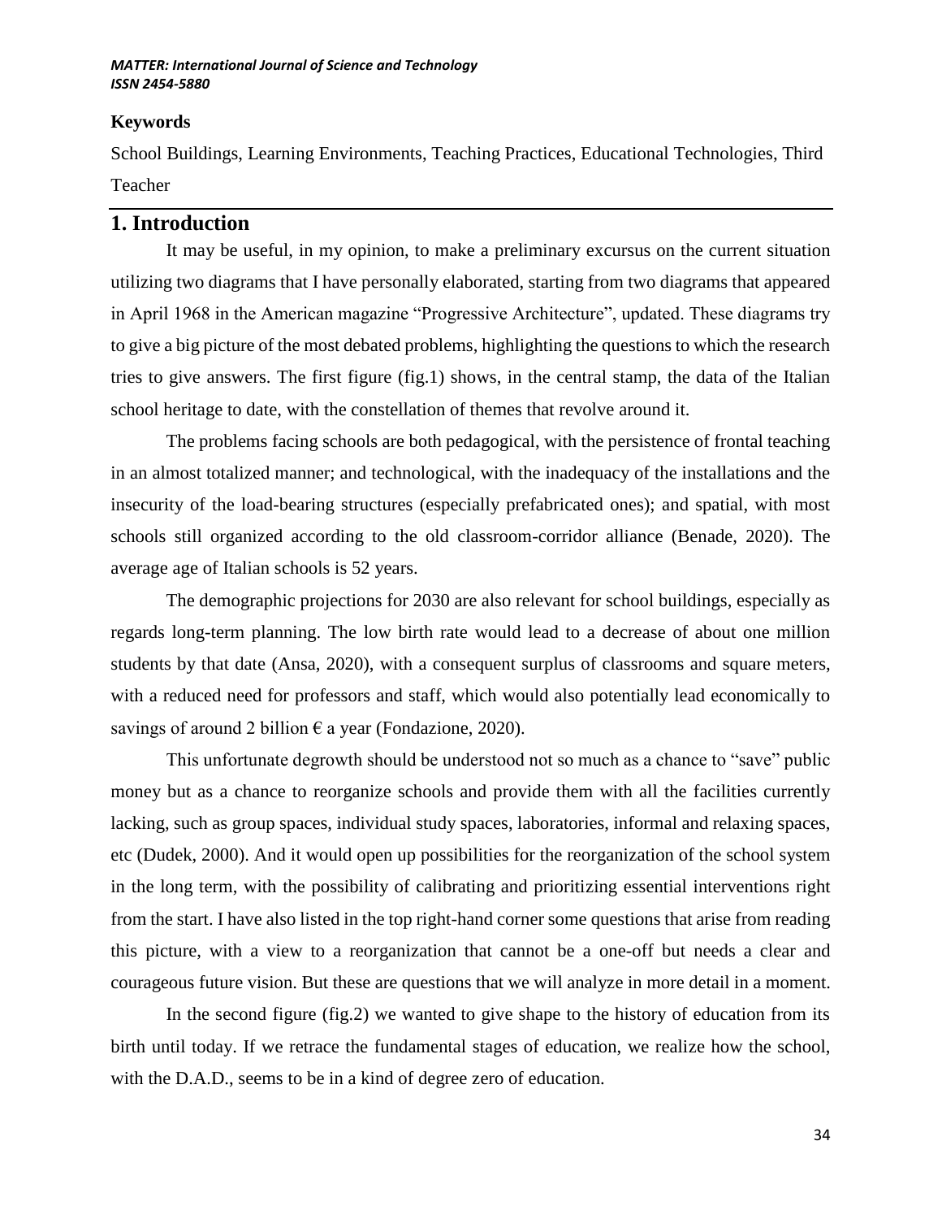### Keywords

School Buildings, Learning Environments, Teaching Practices, Educational Technologies, Third Teacher

## 1. Introduction

It may be useful, in my opinion, to make a preliminary excursus on the current situation utilizing two diagrams that I have personally elaborated, starting from two diagrams that appeared in April 1968 in the American magazine "Progressive Architecture", updated. These diagrams try to give a big picture of the most debated problems, highlighting the questions to which the research tries to give answers. The first figure (fig.1) shows, in the central stamp, the data of the Italian school heritage to date, with the constellation of themes that revolve around it.

The problems facing schools are both pedagogical, with the persistence of frontal teaching in an almost totalized manner; and technological, with the inadequacy of the installations and the insecurity of the load-bearing structures (especially prefabricated ones); and spatial, with most schools still organized according to the old classroom-corridor alliance (Benade, 2020). The average age of Italian schools is 52 years.

The demographic projections for 2030 are also relevant for school buildings, especially as regards long-term planning. The low birth rate would lead to a decrease of about one million students by that date (Ansa, 2020), with a consequent surplus of classrooms and square meters, with a reduced need for professors and staff, which would also potentially lead economically to savings of around 2 billion € a year (Fondazione, 2020).

This unfortunate degrowth should be understood not so much as a chance to "save" public money but as a chance to reorganize schools and provide them with all the facilities currently lacking, such as group spaces, individual study spaces, laboratories, informal and relaxing spaces, etc (Dudek, 2000). And it would open up possibilities for the reorganization of the school system in the long term, with the possibility of calibrating and prioritizing essential interventions right from the start. I have also listed in the top right-hand corner some questions that arise from reading this picture, with a view to a reorganization that cannot be a one-off but needs a clear and courageous future vision. But these are questions that we will analyze in more detail in a moment.

In the second figure (fig.2) we wanted to give shape to the history of education from its birth until today. If we retrace the fundamental stages of education, we realize how the school, with the D.A.D., seems to be in a kind of degree zero of education.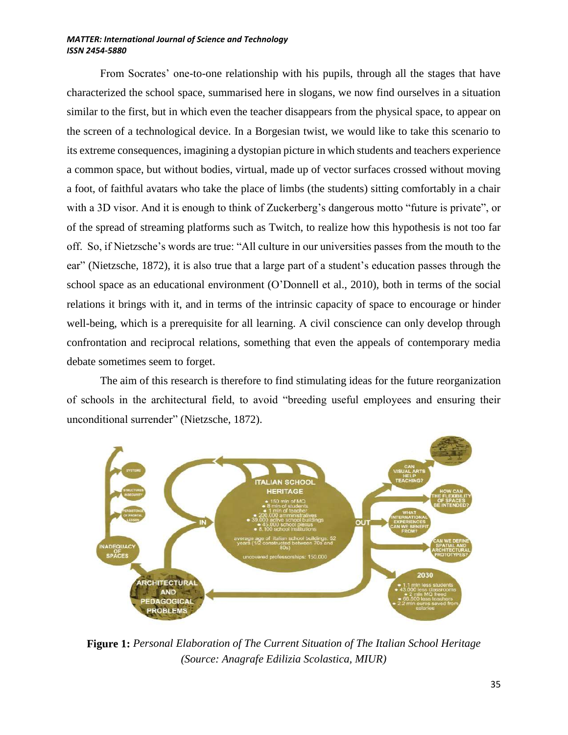From Socrates' one-to-one relationship with his pupils, through all the stages that have characterized the school space, summarised here in slogans, we now find ourselves in a situation similar to the first, but in which even the teacher disappears from the physical space, to appear on the screen of a technological device. In a Borgesian twist, we would like to take this scenario to its extreme consequences, imagining a dystopian picture in which students and teachers experience a common space, but without bodies, virtual, made up of vector surfaces crossed without moving a foot, of faithful avatars who take the place of limbs (the students) sitting comfortably in a chair with a 3D visor. And it is enough to think of Zuckerberg's dangerous motto "future is private", or of the spread of streaming platforms such as Twitch, to realize how this hypothesis is not too far off. So, if Nietzsche's words are true: "All culture in our universities passes from the mouth to the ear" (Nietzsche, 1872), it is also true that a large part of a student's education passes through the school space as an educational environment (O'Donnell et al., 2010), both in terms of the social relations it brings with it, and in terms of the intrinsic capacity of space to encourage or hinder well-being, which is a prerequisite for all learning. A civil conscience can only develop through confrontation and reciprocal relations, something that even the appeals of contemporary media debate sometimes seem to forget.

The aim of this research is therefore to find stimulating ideas for the future reorganization of schools in the architectural field, to avoid "breeding useful employees and ensuring their unconditional surrender" (Nietzsche, 1872).

**Figure 1:** *Personal Elaboration of The Current Situation of The Italian School Heritage (Source: Anagrafe Edilizia Scolastica, MIUR)*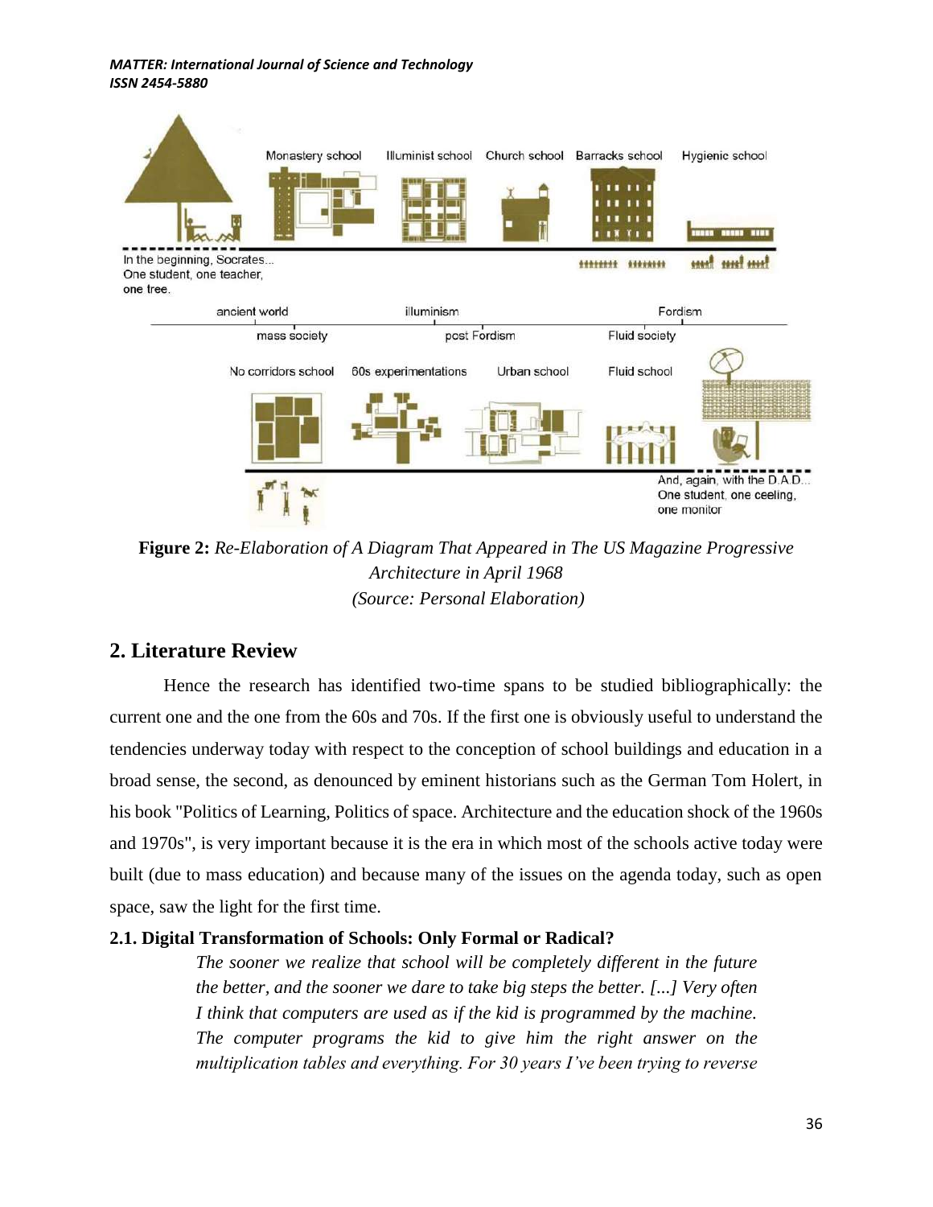**Figure 2:** *Re-Elaboration of A Diagram That Appeared in The US Magazine Progressive Architecture in April 1968 (Source: Personal Elaboration)*

## 2. Literature Review

Hence the research has identified two-time spans to be studied bibliographically: the current one and the one from the 60s and 70s. If the first one is obviously useful to understand the tendencies underway today with respect to the conception of school buildings and education in a broad sense, the second, as denounced by eminent historians such as the German Tom Holert, in his book "Politics of Learning, Politics of space. Architecture and the education shock of the 1960s and 1970s", is very important because it is the era in which most of the schools active today were built (due to mass education) and because many of the issues on the agenda today, such as open space, saw the light for the first time.

### 2.1. Digital Transformation of Schools: Only Formal or Radical?

> *The sooner we realize that school will be completely different in the future the better, and the sooner we dare to take big steps the better. [...] Very often I think that computers are used as if the kid is programmed by the machine. The computer programs the kid to give him the right answer on the multiplication tables and everything. For 30 years I've been trying to reverse*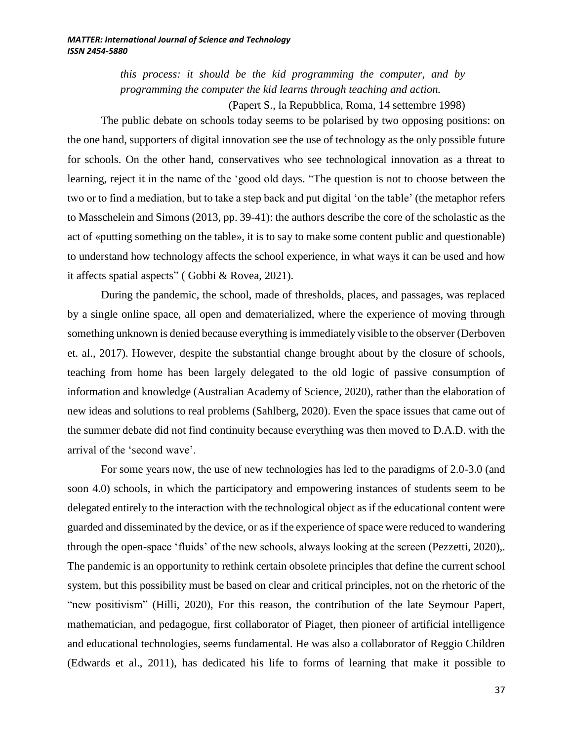*this process: it should be the kid programming the computer, and by programming the computer the kid learns through teaching and action.*

(Papert S., la Repubblica, Roma, 14 settembre 1998)

The public debate on schools today seems to be polarised by two opposing positions: on the one hand, supporters of digital innovation see the use of technology as the only possible future for schools. On the other hand, conservatives who see technological innovation as a threat to learning, reject it in the name of the 'good old days. "The question is not to choose between the two or to find a mediation, but to take a step back and put digital 'on the table' (the metaphor refers to Masschelein and Simons (2013, pp. 39-41): the authors describe the core of the scholastic as the act of «putting something on the table», it is to say to make some content public and questionable) to understand how technology affects the school experience, in what ways it can be used and how it affects spatial aspects" ( Gobbi & Rovea, 2021).

During the pandemic, the school, made of thresholds, places, and passages, was replaced by a single online space, all open and dematerialized, where the experience of moving through something unknown is denied because everything is immediately visible to the observer (Derboven et. al., 2017). However, despite the substantial change brought about by the closure of schools, teaching from home has been largely delegated to the old logic of passive consumption of information and knowledge (Australian Academy of Science, 2020), rather than the elaboration of new ideas and solutions to real problems (Sahlberg, 2020). Even the space issues that came out of the summer debate did not find continuity because everything was then moved to D.A.D. with the arrival of the 'second wave'.

For some years now, the use of new technologies has led to the paradigms of 2.0-3.0 (and soon 4.0) schools, in which the participatory and empowering instances of students seem to be delegated entirely to the interaction with the technological object as if the educational content were guarded and disseminated by the device, or as if the experience of space were reduced to wandering through the open-space 'fluids' of the new schools, always looking at the screen (Pezzetti, 2020),. The pandemic is an opportunity to rethink certain obsolete principles that define the current school system, but this possibility must be based on clear and critical principles, not on the rhetoric of the "new positivism" (Hilli, 2020), For this reason, the contribution of the late Seymour Papert, mathematician, and pedagogue, first collaborator of Piaget, then pioneer of artificial intelligence and educational technologies, seems fundamental. He was also a collaborator of Reggio Children (Edwards et al., 2011), has dedicated his life to forms of learning that make it possible to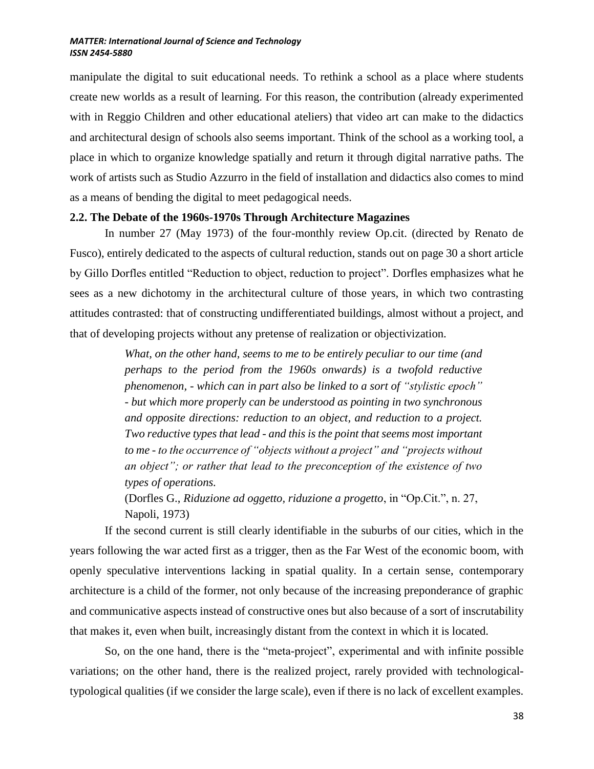manipulate the digital to suit educational needs. To rethink a school as a place where students create new worlds as a result of learning. For this reason, the contribution (already experimented with in Reggio Children and other educational ateliers) that video art can make to the didactics and architectural design of schools also seems important. Think of the school as a working tool, a place in which to organize knowledge spatially and return it through digital narrative paths. The work of artists such as Studio Azzurro in the field of installation and didactics also comes to mind as a means of bending the digital to meet pedagogical needs.

### 2.2. The Debate of the 1960s-1970s Through Architecture Magazines

In number 27 (May 1973) of the four-monthly review Op.cit. (directed by Renato de Fusco), entirely dedicated to the aspects of cultural reduction, stands out on page 30 a short article by Gillo Dorfles entitled "Reduction to object, reduction to project". Dorfles emphasizes what he sees as a new dichotomy in the architectural culture of those years, in which two contrasting attitudes contrasted: that of constructing undifferentiated buildings, almost without a project, and that of developing projects without any pretense of realization or objectivization.

> *What, on the other hand, seems to me to be entirely peculiar to our time (and perhaps to the period from the 1960s onwards) is a twofold reductive phenomenon, - which can in part also be linked to a sort of "stylistic epoch" - but which more properly can be understood as pointing in two synchronous and opposite directions: reduction to an object, and reduction to a project. Two reductive types that lead - and this is the point that seems most important to me - to the occurrence of "objects without a project" and "projects without an object"; or rather that lead to the preconception of the existence of two types of operations.*
>
> (Dorfles G., *Riduzione ad oggetto, riduzione a progetto*, in "Op.Cit.", n. 27, Napoli, 1973)

If the second current is still clearly identifiable in the suburbs of our cities, which in the years following the war acted first as a trigger, then as the Far West of the economic boom, with openly speculative interventions lacking in spatial quality. In a certain sense, contemporary architecture is a child of the former, not only because of the increasing preponderance of graphic and communicative aspects instead of constructive ones but also because of a sort of inscrutability that makes it, even when built, increasingly distant from the context in which it is located.

So, on the one hand, there is the "meta-project", experimental and with infinite possible variations; on the other hand, there is the realized project, rarely provided with technological-typological qualities (if we consider the large scale), even if there is no lack of excellent examples.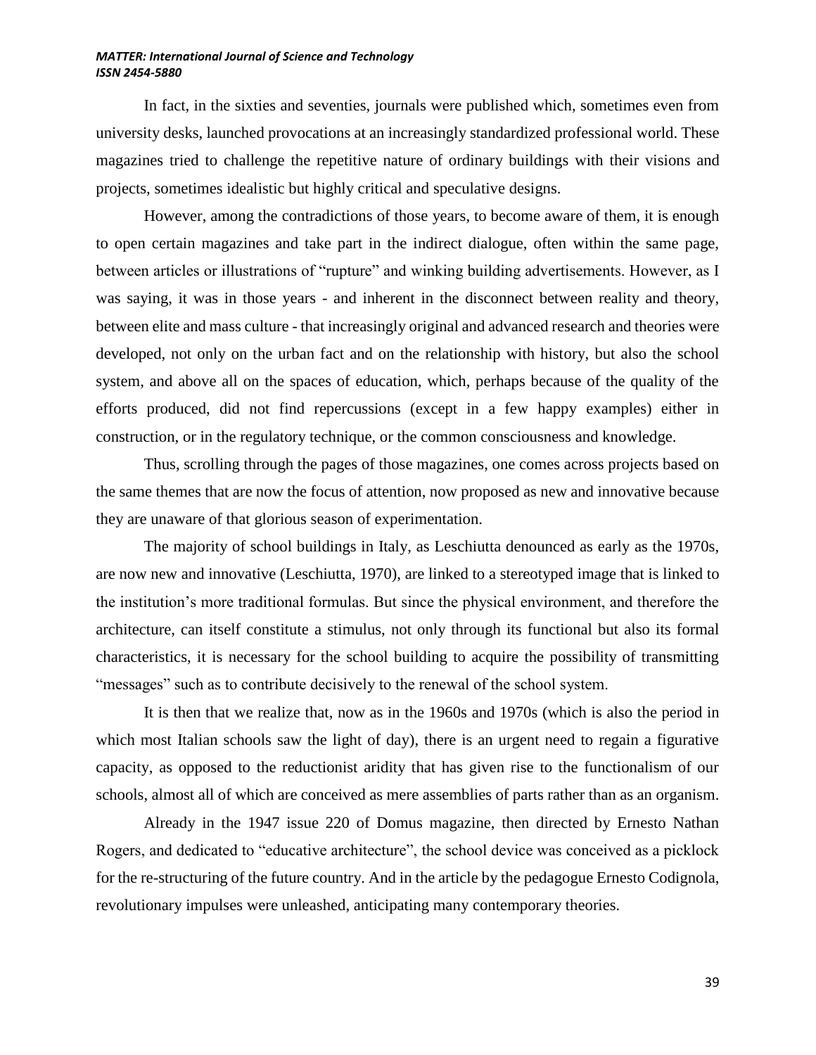In fact, in the sixties and seventies, journals were published which, sometimes even from university desks, launched provocations at an increasingly standardized professional world. These magazines tried to challenge the repetitive nature of ordinary buildings with their visions and projects, sometimes idealistic but highly critical and speculative designs.

However, among the contradictions of those years, to become aware of them, it is enough to open certain magazines and take part in the indirect dialogue, often within the same page, between articles or illustrations of "rupture" and winking building advertisements. However, as I was saying, it was in those years - and inherent in the disconnect between reality and theory, between elite and mass culture - that increasingly original and advanced research and theories were developed, not only on the urban fact and on the relationship with history, but also the school system, and above all on the spaces of education, which, perhaps because of the quality of the efforts produced, did not find repercussions (except in a few happy examples) either in construction, or in the regulatory technique, or the common consciousness and knowledge.

Thus, scrolling through the pages of those magazines, one comes across projects based on the same themes that are now the focus of attention, now proposed as new and innovative because they are unaware of that glorious season of experimentation.

The majority of school buildings in Italy, as Leschiutta denounced as early as the 1970s, are now new and innovative (Leschiutta, 1970), are linked to a stereotyped image that is linked to the institution's more traditional formulas. But since the physical environment, and therefore the architecture, can itself constitute a stimulus, not only through its functional but also its formal characteristics, it is necessary for the school building to acquire the possibility of transmitting "messages" such as to contribute decisively to the renewal of the school system.

It is then that we realize that, now as in the 1960s and 1970s (which is also the period in which most Italian schools saw the light of day), there is an urgent need to regain a figurative capacity, as opposed to the reductionist aridity that has given rise to the functionalism of our schools, almost all of which are conceived as mere assemblies of parts rather than as an organism.

Already in the 1947 issue 220 of Domus magazine, then directed by Ernesto Nathan Rogers, and dedicated to "educative architecture", the school device was conceived as a picklock for the re-structuring of the future country. And in the article by the pedagogue Ernesto Codignola, revolutionary impulses were unleashed, anticipating many contemporary theories.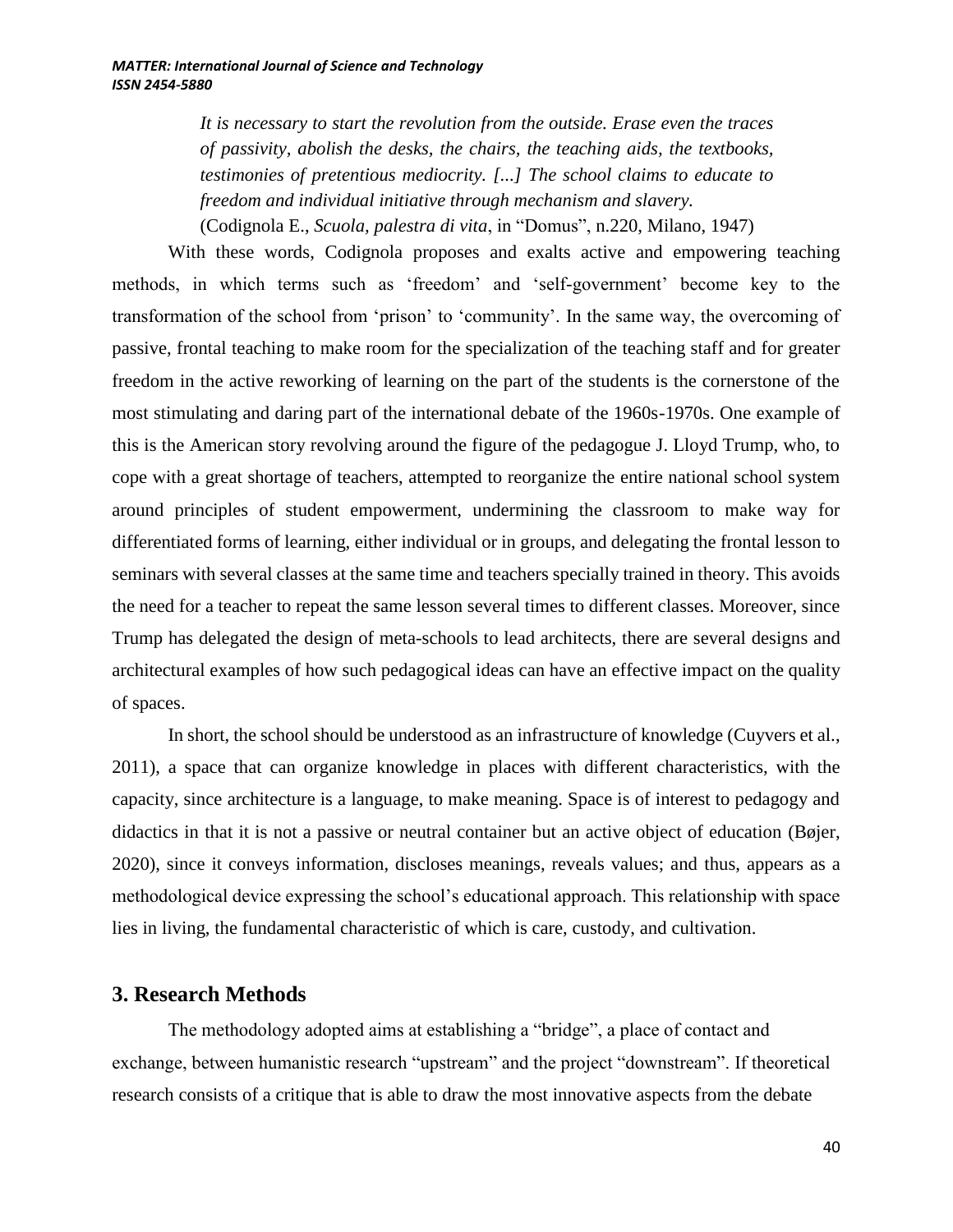> *It is necessary to start the revolution from the outside. Erase even the traces of passivity, abolish the desks, the chairs, the teaching aids, the textbooks, testimonies of pretentious mediocrity. [...] The school claims to educate to freedom and individual initiative through mechanism and slavery.*
> (Codignola E., *Scuola, palestra di vita*, in "Domus", n.220, Milano, 1947)

With these words, Codignola proposes and exalts active and empowering teaching methods, in which terms such as 'freedom' and 'self-government' become key to the transformation of the school from 'prison' to 'community'. In the same way, the overcoming of passive, frontal teaching to make room for the specialization of the teaching staff and for greater freedom in the active reworking of learning on the part of the students is the cornerstone of the most stimulating and daring part of the international debate of the 1960s-1970s. One example of this is the American story revolving around the figure of the pedagogue J. Lloyd Trump, who, to cope with a great shortage of teachers, attempted to reorganize the entire national school system around principles of student empowerment, undermining the classroom to make way for differentiated forms of learning, either individual or in groups, and delegating the frontal lesson to seminars with several classes at the same time and teachers specially trained in theory. This avoids the need for a teacher to repeat the same lesson several times to different classes. Moreover, since Trump has delegated the design of meta-schools to lead architects, there are several designs and architectural examples of how such pedagogical ideas can have an effective impact on the quality of spaces.

In short, the school should be understood as an infrastructure of knowledge (Cuyvers et al., 2011), a space that can organize knowledge in places with different characteristics, with the capacity, since architecture is a language, to make meaning. Space is of interest to pedagogy and didactics in that it is not a passive or neutral container but an active object of education (Bøjer, 2020), since it conveys information, discloses meanings, reveals values; and thus, appears as a methodological device expressing the school's educational approach. This relationship with space lies in living, the fundamental characteristic of which is care, custody, and cultivation.

## 3. Research Methods

The methodology adopted aims at establishing a "bridge", a place of contact and exchange, between humanistic research "upstream" and the project "downstream". If theoretical research consists of a critique that is able to draw the most innovative aspects from the debate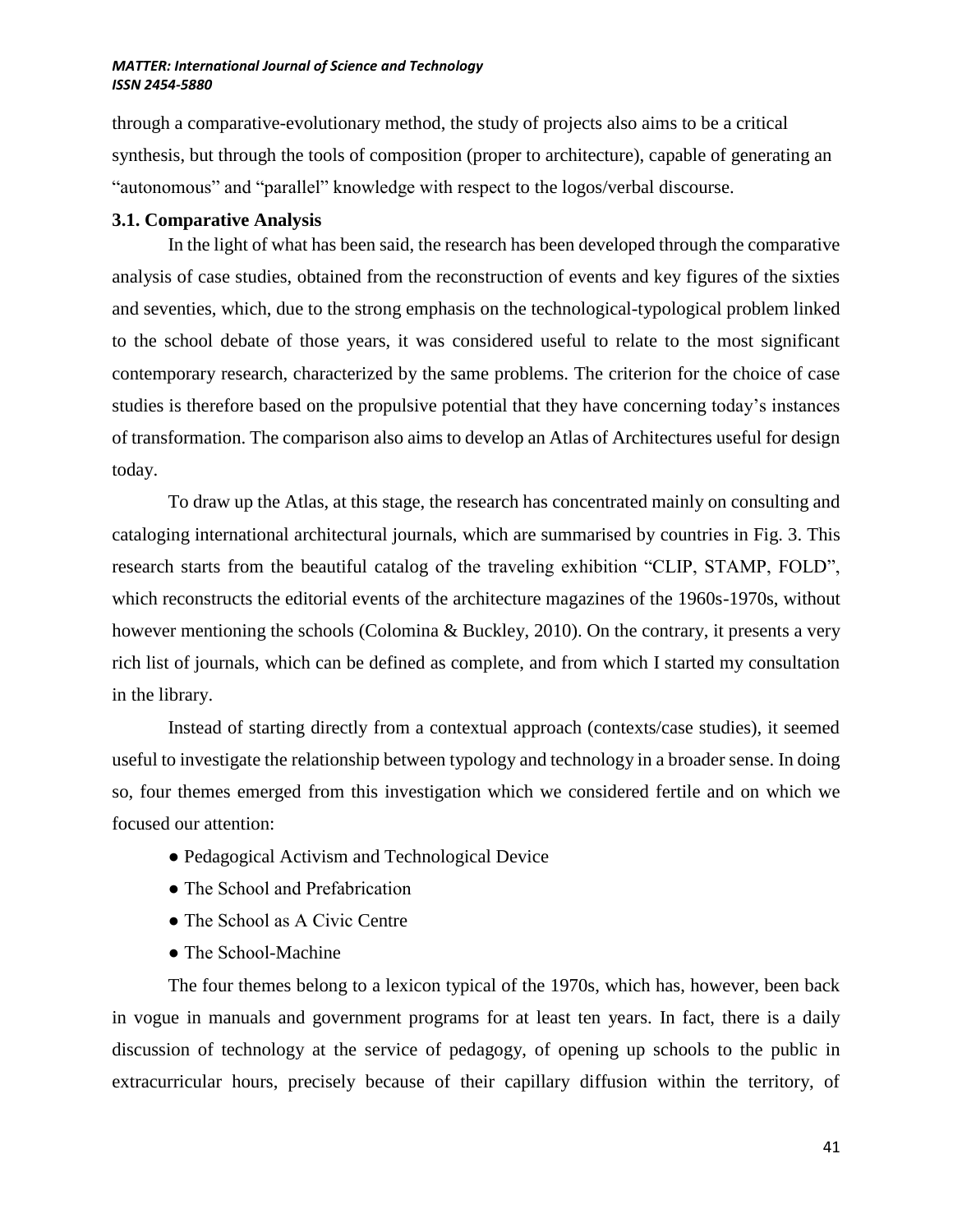through a comparative-evolutionary method, the study of projects also aims to be a critical synthesis, but through the tools of composition (proper to architecture), capable of generating an "autonomous" and "parallel" knowledge with respect to the logos/verbal discourse.

### 3.1. Comparative Analysis

In the light of what has been said, the research has been developed through the comparative analysis of case studies, obtained from the reconstruction of events and key figures of the sixties and seventies, which, due to the strong emphasis on the technological-typological problem linked to the school debate of those years, it was considered useful to relate to the most significant contemporary research, characterized by the same problems. The criterion for the choice of case studies is therefore based on the propulsive potential that they have concerning today's instances of transformation. The comparison also aims to develop an Atlas of Architectures useful for design today.

To draw up the Atlas, at this stage, the research has concentrated mainly on consulting and cataloging international architectural journals, which are summarised by countries in Fig. 3. This research starts from the beautiful catalog of the traveling exhibition "CLIP, STAMP, FOLD", which reconstructs the editorial events of the architecture magazines of the 1960s-1970s, without however mentioning the schools (Colomina & Buckley, 2010). On the contrary, it presents a very rich list of journals, which can be defined as complete, and from which I started my consultation in the library.

Instead of starting directly from a contextual approach (contexts/case studies), it seemed useful to investigate the relationship between typology and technology in a broader sense. In doing so, four themes emerged from this investigation which we considered fertile and on which we focused our attention:

- Pedagogical Activism and Technological Device
- The School and Prefabrication
- The School as A Civic Centre
- The School-Machine

The four themes belong to a lexicon typical of the 1970s, which has, however, been back in vogue in manuals and government programs for at least ten years. In fact, there is a daily discussion of technology at the service of pedagogy, of opening up schools to the public in extracurricular hours, precisely because of their capillary diffusion within the territory, of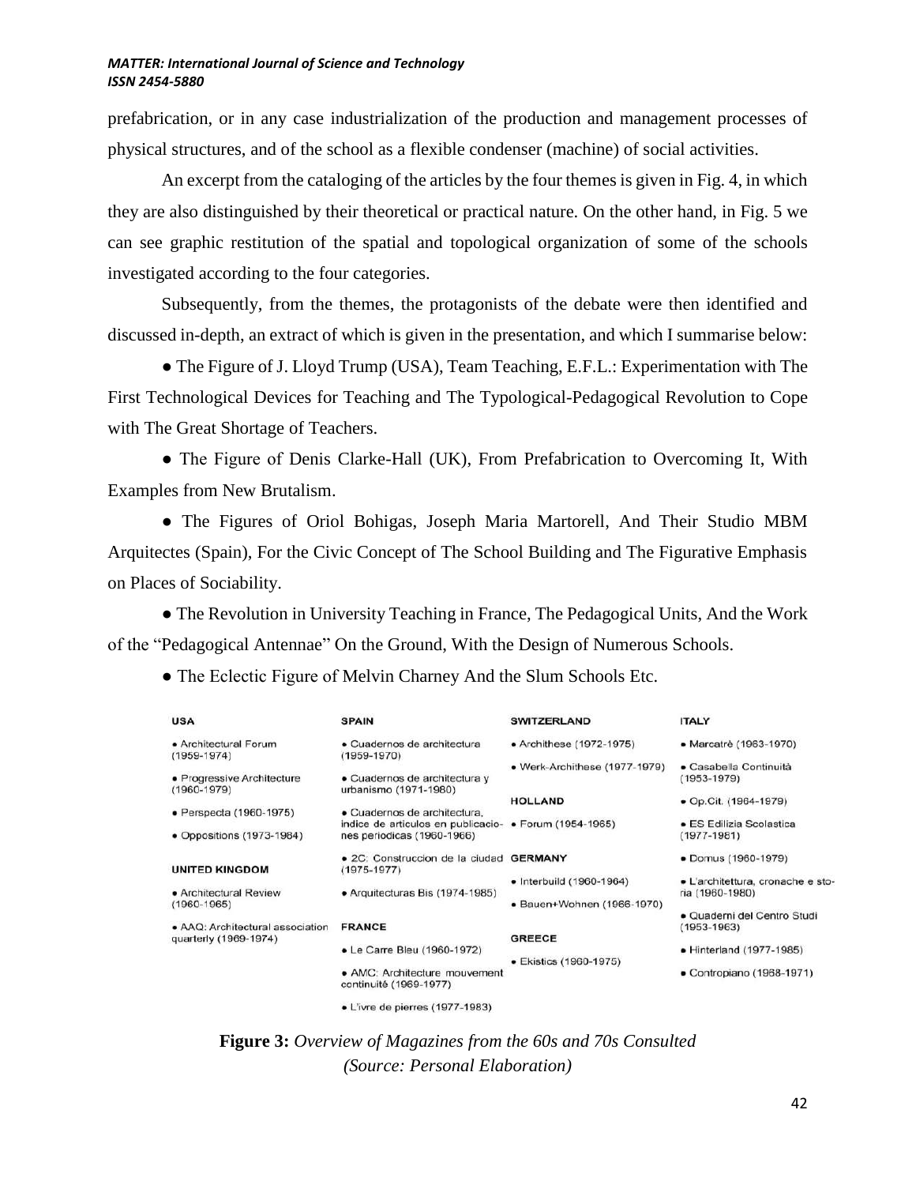prefabrication, or in any case industrialization of the production and management processes of physical structures, and of the school as a flexible condenser (machine) of social activities.

An excerpt from the cataloging of the articles by the four themes is given in Fig. 4, in which they are also distinguished by their theoretical or practical nature. On the other hand, in Fig. 5 we can see graphic restitution of the spatial and topological organization of some of the schools investigated according to the four categories.

Subsequently, from the themes, the protagonists of the debate were then identified and discussed in-depth, an extract of which is given in the presentation, and which I summarise below:

- The Figure of J. Lloyd Trump (USA), Team Teaching, E.F.L.: Experimentation with The First Technological Devices for Teaching and The Typological-Pedagogical Revolution to Cope with The Great Shortage of Teachers.
- The Figure of Denis Clarke-Hall (UK), From Prefabrication to Overcoming It, With Examples from New Brutalism.
- The Figures of Oriol Bohigas, Joseph Maria Martorell, And Their Studio MBM Arquitectes (Spain), For the Civic Concept of The School Building and The Figurative Emphasis on Places of Sociability.
- The Revolution in University Teaching in France, The Pedagogical Units, And the Work of the "Pedagogical Antennae" On the Ground, With the Design of Numerous Schools.
- The Eclectic Figure of Melvin Charney And the Slum Schools Etc.

**USA**
- Architectural Forum (1959-1974)
- Progressive Architecture (1960-1979)
- Perspecta (1960-1975)
- Oppositions (1973-1984)

**UNITED KINGDOM**
- Architectural Review (1960-1965)
- AAQ: Architectural association quarterly (1969-1974)

**SPAIN**
- Cuadernos de architectura (1959-1970)
- Cuadernos de architectura y urbanismo (1971-1980)
- Cuadernos de architectura, indice de articulos en publicacio-nes periodicas (1960-1966)
- 2C: Construccion de la ciudad (1975-1977)
- Arquitecturas Bis (1974-1985)

**FRANCE**
- Le Carre Bleu (1960-1972)
- AMC: Architecture mouvement continuité (1969-1977)
- L'ivre de pierres (1977-1983)

**SWITZERLAND**
- Archithese (1972-1975)
- Werk-Archithese (1977-1979)

**HOLLAND**
- Forum (1954-1965)

**GERMANY**
- Interbuild (1960-1964)
- Bauen+Wohnen (1966-1970)

**GREECE**
- Ekistics (1960-1975)

**ITALY**
- Marcatrè (1963-1970)
- Casabella Continuità (1953-1979)
- Op.Cit. (1964-1979)
- ES Edilizia Scolastica (1977-1981)
- Domus (1960-1979)
- L'architettura, cronache e storia (1960-1980)
- Quaderni del Centro Studi (1953-1963)
- Hinterland (1977-1985)
- Contropiano (1968-1971)

**Figure 3:** *Overview of Magazines from the 60s and 70s Consulted (Source: Personal Elaboration)*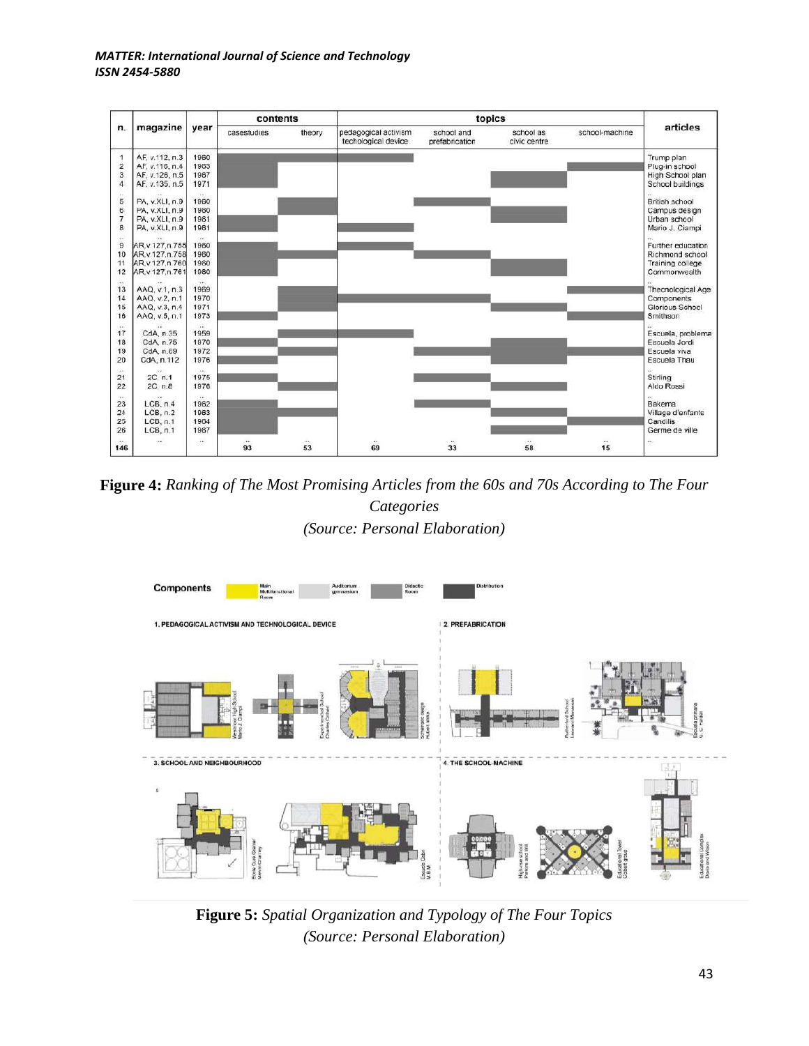| n. | magazine | year | contents | | topics | | | | articles |
|---|---|---|---|---|---|---|---|---|---|
| | | | casestudies | theory | pedagogical activism techological device | school and prefabrication | school as civic centre | school-machine | |
| 1 | AF, v.112, n.3 | 1960 | | | | | | | Trump plan |
| 2 | AF, v.119, n.4 | 1963 | | | | | | | Plug-in school |
| 3 | AF, v.126, n.5 | 1967 | | | | | | | High School plan |
| 4 | AF, v.135, n.5 | 1971 | | | | | | | School buildings |
| .. | | | | | | | | | .. |
| 5 | PA, v.XLI, n.9 | 1960 | | | | | | | British school |
| 6 | PA, v.XLI, n.9 | 1960 | | | | | | | Campus design |
| 7 | PA, v.XLI, n.9 | 1961 | | | | | | | Urban school |
| 8 | PA, v.XLI, n.9 | 1961 | | | | | | | Mario J. Ciampi |
| .. | .. | .. | | | | | | | .. |
| 9 | AR,v.127,n.755 | 1960 | | | | | | | Further education |
| 10 | AR,v.127,n.758 | 1960 | | | | | | | Richmond school |
| 11 | AR,v.127,n.760 | 1960 | | | | | | | Training college |
| 12 | AR,v.127,n.761 | 1960 | | | | | | | Commonwealth |
| .. | | .. | | | | | | | .. |
| 13 | AAQ, v.1, n.3 | 1969 | | | | | | | Thecnological Age |
| 14 | AAQ, v.2, n.1 | 1970 | | | | | | | Components |
| 15 | AAQ, v.3, n.4 | 1971 | | | | | | | Glorious School |
| 16 | AAQ, v.5, n.1 | 1973 | | | | | | | Smithson |
| .. | .. | .. | | | | | | | .. |
| 17 | CdA, n.35 | 1959 | | | | | | | Escuela, problema |
| 18 | CdA, n.75 | 1970 | | | | | | | Escuela Jordi |
| 19 | CdA, n.89 | 1972 | | | | | | | Escuela viva |
| 20 | CdA, n.112 | 1976 | | | | | | | Escuela Thau |
| .. | | | | | | | | | |
| 21 | 2C, n.1 | 1975 | | | | | | | Stirling |
| 22 | 2C, n.8 | 1976 | | | | | | | Aldo Rossi |
| .. | | .. | | | | | | | .. |
| 23 | LCB, n.4 | 1962 | | | | | | | Bakema |
| 24 | LCB, n.2 | 1963 | | | | | | | Village d'enfants |
| 25 | LCB, n.1 | 1964 | | | | | | | Candilis |
| 26 | LCB, n.1 | 1967 | | | | | | | Germe de ville |
| .. | ... | ... | .. | .. | .. | .. | .. | .. | .. |
| 146 | | | 93 | 53 | 69 | 33 | 58 | 15 | |

**Figure 4:** *Ranking of The Most Promising Articles from the 60s and 70s According to The Four Categories*
*(Source: Personal Elaboration)*

Components: Main Multifunctional Room; Auditorium gymnasium; Didactic Room; Distribution

1. PEDAGOGICAL ACTIVISM AND TECHNOLOGICAL DEVICE
2. PREFABRICATION
3. SCHOOL AND NEIGHBOURHOOD
4. THE SCHOOL-MACHINE

**Figure 5:** *Spatial Organization and Typology of The Four Topics*
*(Source: Personal Elaboration)*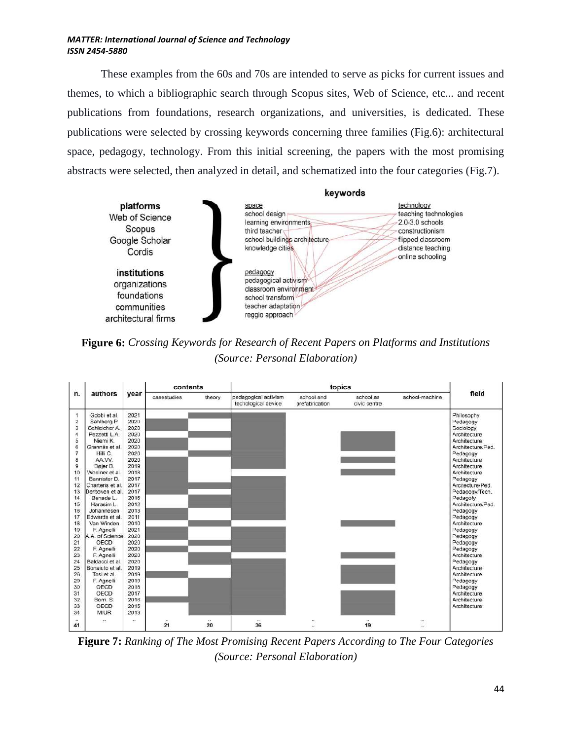These examples from the 60s and 70s are intended to serve as picks for current issues and themes, to which a bibliographic search through Scopus sites, Web of Science, etc... and recent publications from foundations, research organizations, and universities, is dedicated. These publications were selected by crossing keywords concerning three families (Fig.6): architectural space, pedagogy, technology. From this initial screening, the papers with the most promising abstracts were selected, then analyzed in detail, and schematized into the four categories (Fig.7).

**platforms**
Web of Science
Scopus
Google Scholar
Cordis

**institutions**
organizations
foundations
communities
architectural firms

**keywords**

space
- school design
- learning environments
- third teacher
- school buildings architecture
- knowledge cities

pedagogy
- pedagogical activism
- classroom environment
- school transform
- teacher adaptation
- reggio approach

technology
- teaching technologies
- 2.0-3.0 schools
- constructionism
- flipped classroom
- distance teaching
- online schooling

**Figure 6:** *Crossing Keywords for Research of Recent Papers on Platforms and Institutions (Source: Personal Elaboration)*

| n. | authors | year | contents | | topics | | | | field |
|---|---|---|---|---|---|---|---|---|---|
| | | | casestudies | theory | pedagogical activism techological device | school and prefabrication | school as civic centre | school-machine | |
| 1 | Gobbi et al. | 2021 | | | | | | | Philosophy |
| 2 | Sahlberg P. | 2020 | | | | | | | Pedagogy |
| 3 | Schleicher A. | 2020 | | | | | | | Sociology |
| 4 | Pezzetti L.A. | 2020 | | | | | | | Architecture |
| 5 | Niemi K. | 2020 | | | | | | | Architecture |
| 6 | Grannäs et al. | 2020 | | | | | | | Architecture/Ped. |
| 7 | Hill C. | 2020 | | | | | | | Pedagogy |
| 8 | AA.VV. | 2020 | | | | | | | Architecture |
| 9 | Bøjer B. | 2019 | | | | | | | Architecture |
| 10 | Woolner et al. | 2018 | | | | | | | Architecture |
| 11 | Bannister D. | 2017 | | | | | | | Pedagogy |
| 12 | Charteris et al. | 2017 | | | | | | | Arcitecture/Ped. |
| 13 | Derboven et al. | 2017 | | | | | | | Pedagogy/Tech. |
| 14 | Benade L. | 2016 | | | | | | | Pedagofy |
| 15 | Harasim L. | 2012 | | | | | | | Architecture/Ped. |
| 16 | Johannesen | 2013 | | | | | | | Pedagogy |
| 17 | Edwards et al. | 2011 | | | | | | | Pedagogy |
| 18 | Van Winden | 2010 | | | | | | | Architecture |
| 19 | F. Agnelli | 2021 | | | | | | | Pedagogy |
| 20 | A.A. of Science | 2020 | | | | | | | Pedagogy |
| 21 | OECD | 2020 | | | | | | | Pedagogy |
| 22 | F. Agnelli | 2020 | | | | | | | Pedagogy |
| 23 | F. Agnelli | 2020 | | | | | | | Architecture |
| 24 | Baldacci et al. | 2020 | | | | | | | Pedagogy |
| 25 | Bonaiuto et al. | 2019 | | | | | | | Architecture |
| 26 | Tosi et al. | 2019 | | | | | | | Architecture |
| 29 | F. Agnelli | 2019 | | | | | | | Pedagogy |
| 30 | OECD | 2018 | | | | | | | Pedagogy |
| 31 | OECD | 2017 | | | | | | | Architecture |
| 32 | Borri. S. | 2016 | | | | | | | Architecture |
| 33 | OECD | 2015 | | | | | | | Architecture |
| 34 | MIUR | 2013 | | | | | | | |
| .. | .. | .. | .. | .. | .. | .. | .. | .. | |
| 41 | | | 21 | 20 | 36 | .. | 19 | .. | |

**Figure 7:** *Ranking of The Most Promising Recent Papers According to The Four Categories (Source: Personal Elaboration)*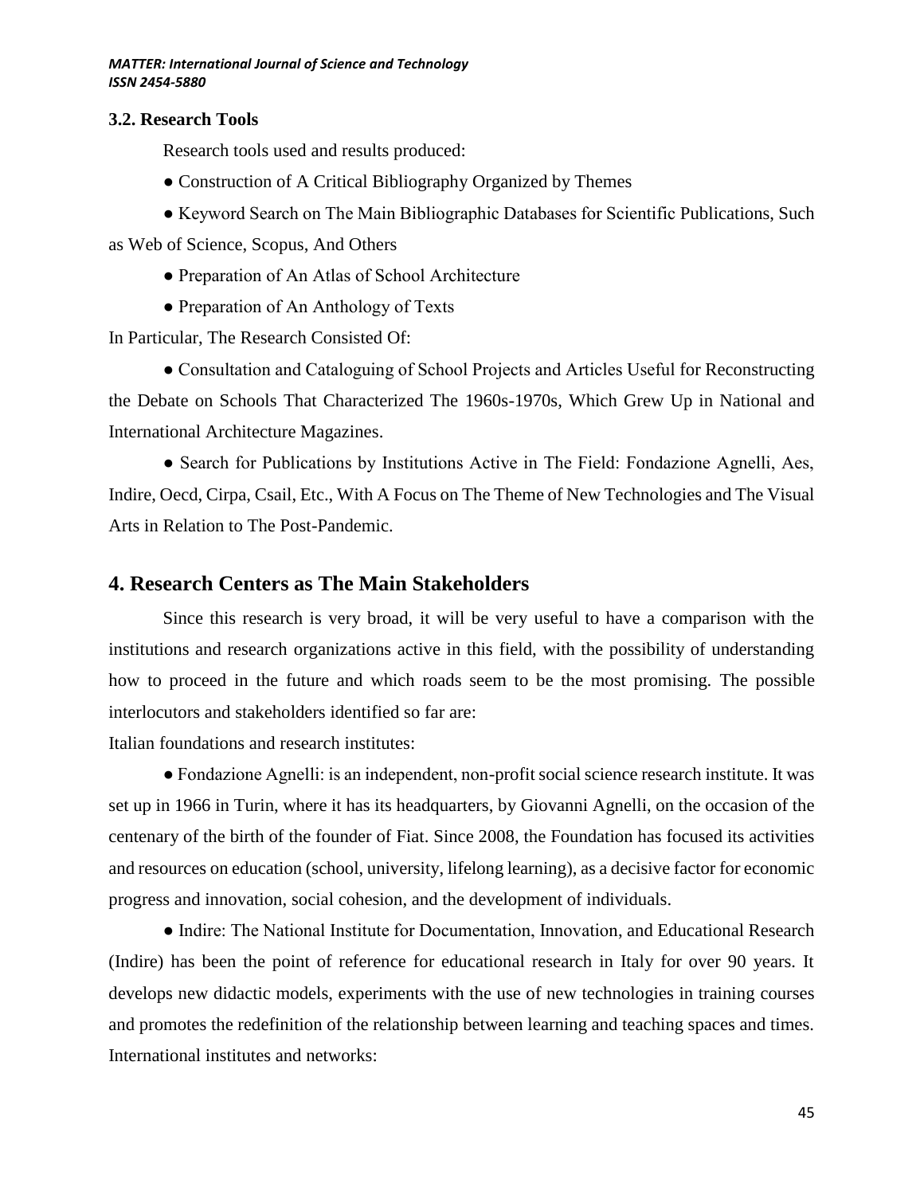### 3.2. Research Tools

Research tools used and results produced:

- Construction of A Critical Bibliography Organized by Themes
- Keyword Search on The Main Bibliographic Databases for Scientific Publications, Such as Web of Science, Scopus, And Others
- Preparation of An Atlas of School Architecture
- Preparation of An Anthology of Texts

In Particular, The Research Consisted Of:

- Consultation and Cataloguing of School Projects and Articles Useful for Reconstructing the Debate on Schools That Characterized The 1960s-1970s, Which Grew Up in National and International Architecture Magazines.
- Search for Publications by Institutions Active in The Field: Fondazione Agnelli, Aes, Indire, Oecd, Cirpa, Csail, Etc., With A Focus on The Theme of New Technologies and The Visual Arts in Relation to The Post-Pandemic.

## 4. Research Centers as The Main Stakeholders

Since this research is very broad, it will be very useful to have a comparison with the institutions and research organizations active in this field, with the possibility of understanding how to proceed in the future and which roads seem to be the most promising. The possible interlocutors and stakeholders identified so far are:

Italian foundations and research institutes:

- Fondazione Agnelli: is an independent, non-profit social science research institute. It was set up in 1966 in Turin, where it has its headquarters, by Giovanni Agnelli, on the occasion of the centenary of the birth of the founder of Fiat. Since 2008, the Foundation has focused its activities and resources on education (school, university, lifelong learning), as a decisive factor for economic progress and innovation, social cohesion, and the development of individuals.
- Indire: The National Institute for Documentation, Innovation, and Educational Research (Indire) has been the point of reference for educational research in Italy for over 90 years. It develops new didactic models, experiments with the use of new technologies in training courses and promotes the redefinition of the relationship between learning and teaching spaces and times.

International institutes and networks: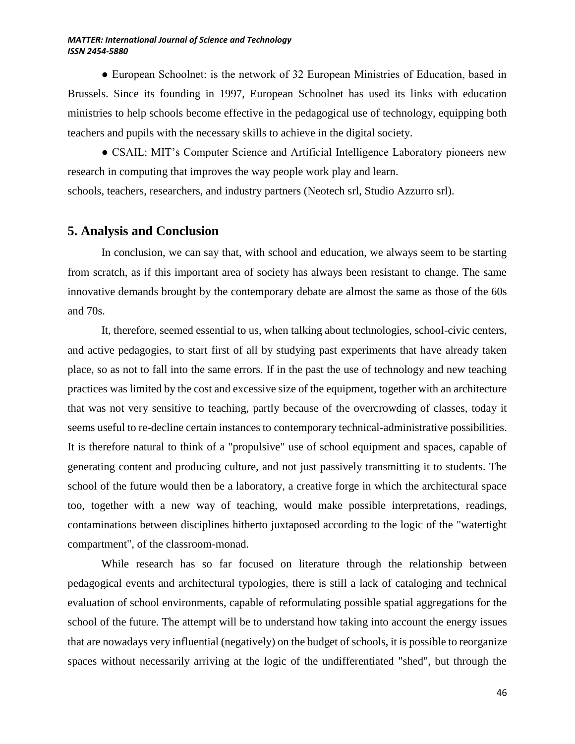● European Schoolnet: is the network of 32 European Ministries of Education, based in Brussels. Since its founding in 1997, European Schoolnet has used its links with education ministries to help schools become effective in the pedagogical use of technology, equipping both teachers and pupils with the necessary skills to achieve in the digital society.

● CSAIL: MIT's Computer Science and Artificial Intelligence Laboratory pioneers new research in computing that improves the way people work play and learn.

schools, teachers, researchers, and industry partners (Neotech srl, Studio Azzurro srl).

## 5. Analysis and Conclusion

In conclusion, we can say that, with school and education, we always seem to be starting from scratch, as if this important area of society has always been resistant to change. The same innovative demands brought by the contemporary debate are almost the same as those of the 60s and 70s.

It, therefore, seemed essential to us, when talking about technologies, school-civic centers, and active pedagogies, to start first of all by studying past experiments that have already taken place, so as not to fall into the same errors. If in the past the use of technology and new teaching practices was limited by the cost and excessive size of the equipment, together with an architecture that was not very sensitive to teaching, partly because of the overcrowding of classes, today it seems useful to re-decline certain instances to contemporary technical-administrative possibilities. It is therefore natural to think of a "propulsive" use of school equipment and spaces, capable of generating content and producing culture, and not just passively transmitting it to students. The school of the future would then be a laboratory, a creative forge in which the architectural space too, together with a new way of teaching, would make possible interpretations, readings, contaminations between disciplines hitherto juxtaposed according to the logic of the "watertight compartment", of the classroom-monad.

While research has so far focused on literature through the relationship between pedagogical events and architectural typologies, there is still a lack of cataloging and technical evaluation of school environments, capable of reformulating possible spatial aggregations for the school of the future. The attempt will be to understand how taking into account the energy issues that are nowadays very influential (negatively) on the budget of schools, it is possible to reorganize spaces without necessarily arriving at the logic of the undifferentiated "shed", but through the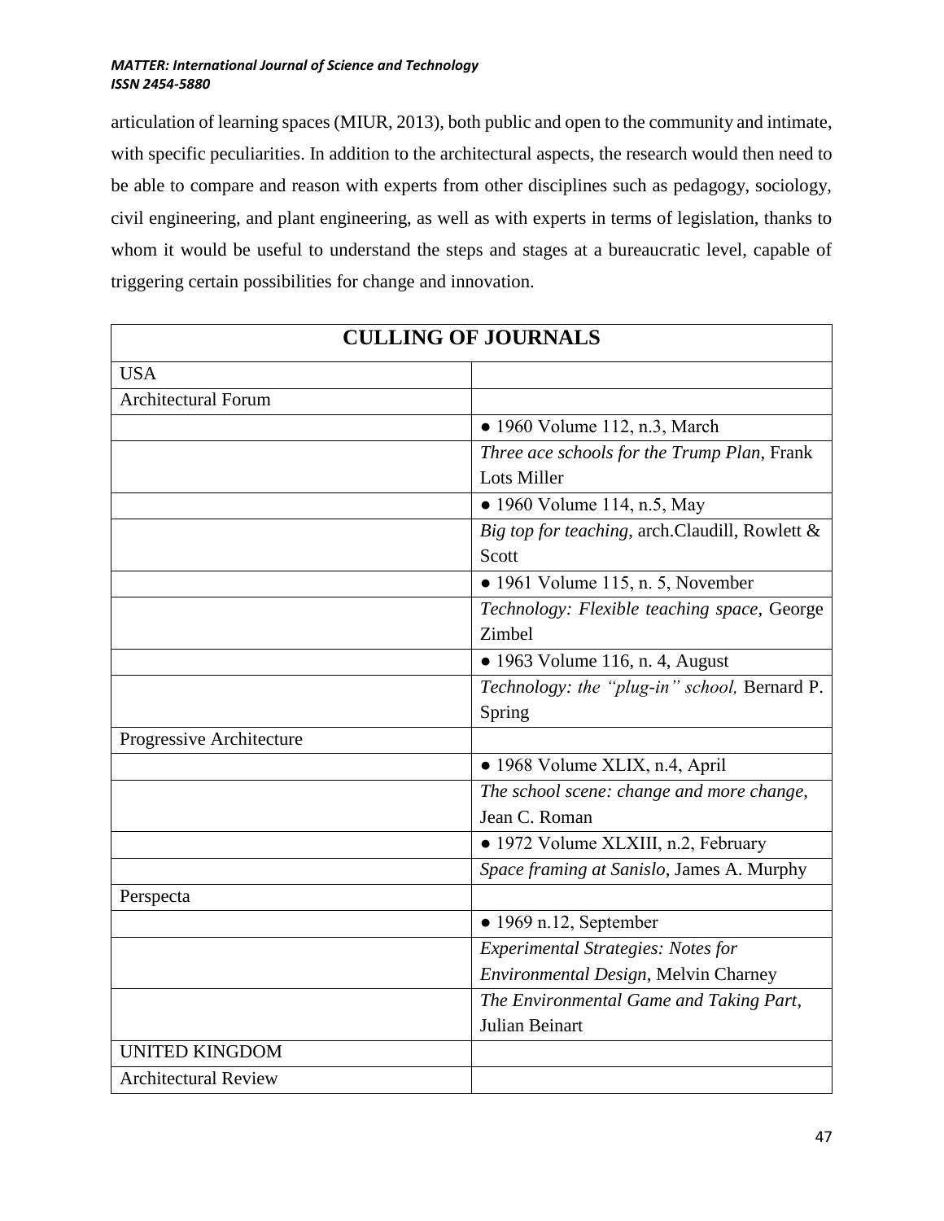articulation of learning spaces (MIUR, 2013), both public and open to the community and intimate, with specific peculiarities. In addition to the architectural aspects, the research would then need to be able to compare and reason with experts from other disciplines such as pedagogy, sociology, civil engineering, and plant engineering, as well as with experts in terms of legislation, thanks to whom it would be useful to understand the steps and stages at a bureaucratic level, capable of triggering certain possibilities for change and innovation.

| CULLING OF JOURNALS | |
|---|---|
| USA | |
| Architectural Forum | |
| | ● 1960 Volume 112, n.3, March |
| | *Three ace schools for the Trump Plan*, Frank Lots Miller |
| | ● 1960 Volume 114, n.5, May |
| | *Big top for teaching*, arch.Claudill, Rowlett & Scott |
| | ● 1961 Volume 115, n. 5, November |
| | *Technology: Flexible teaching space*, George Zimbel |
| | ● 1963 Volume 116, n. 4, August |
| | *Technology: the "plug-in" school,* Bernard P. Spring |
| Progressive Architecture | |
| | ● 1968 Volume XLIX, n.4, April |
| | *The school scene: change and more change*, Jean C. Roman |
| | ● 1972 Volume XLXIII, n.2, February |
| | *Space framing at Sanislo*, James A. Murphy |
| Perspecta | |
| | ● 1969 n.12, September |
| | *Experimental Strategies: Notes for Environmental Design*, Melvin Charney |
| | *The Environmental Game and Taking Part*, Julian Beinart |
| UNITED KINGDOM | |
| Architectural Review | |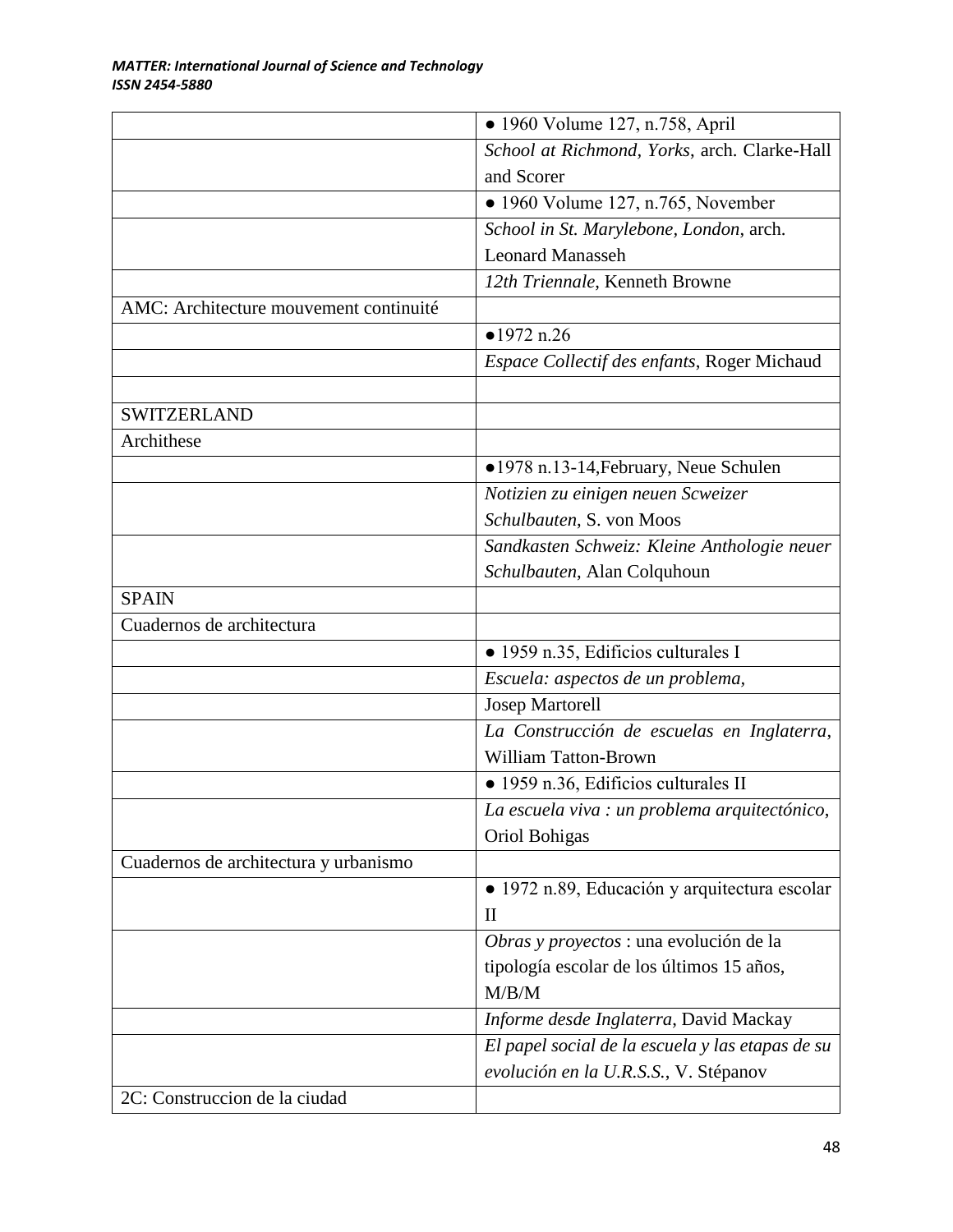| | |
|---|---|
| | ● 1960 Volume 127, n.758, April |
| | *School at Richmond, Yorks*, arch. Clarke-Hall and Scorer |
| | ● 1960 Volume 127, n.765, November |
| | *School in St. Marylebone, London*, arch. Leonard Manasseh |
| | *12th Triennale*, Kenneth Browne |
| AMC: Architecture mouvement continuité | |
| | ●1972 n.26 |
| | *Espace Collectif des enfants*, Roger Michaud |
| | |
| SWITZERLAND | |
| Archithese | |
| | ●1978 n.13-14,February, Neue Schulen |
| | *Notizien zu einigen neuen Scweizer Schulbauten*, S. von Moos |
| | *Sandkasten Schweiz: Kleine Anthologie neuer Schulbauten*, Alan Colquhoun |
| SPAIN | |
| Cuadernos de architectura | |
| | ● 1959 n.35, Edificios culturales I |
| | *Escuela: aspectos de un problema,* |
| | Josep Martorell |
| | *La Construcción de escuelas en Inglaterra*, William Tatton-Brown |
| | ● 1959 n.36, Edificios culturales II |
| | *La escuela viva : un problema arquitectónico*, Oriol Bohigas |
| Cuadernos de architectura y urbanismo | |
| | ● 1972 n.89, Educación y arquitectura escolar II |
| | *Obras y proyectos* : una evolución de la tipología escolar de los últimos 15 años, M/B/M |
| | *Informe desde Inglaterra*, David Mackay |
| | *El papel social de la escuela y las etapas de su evolución en la U.R.S.S.*, V. Stépanov |
| 2C: Construccion de la ciudad | |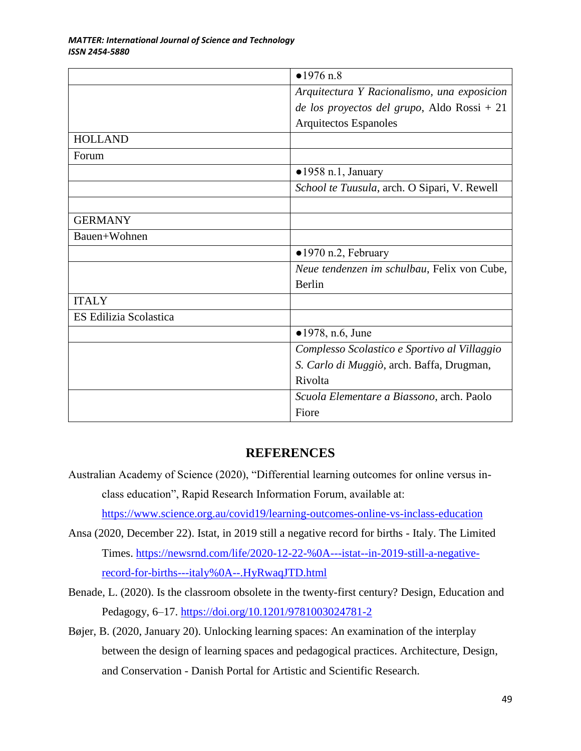| | |
|---|---|
| | ●1976 n.8 |
| | *Arquitectura Y Racionalismo, una exposicion de los proyectos del grupo*, Aldo Rossi + 21 Arquitectos Espanoles |
| HOLLAND | |
| Forum | |
| | ●1958 n.1, January |
| | *School te Tuusula*, arch. O Sipari, V. Rewell |
| | |
| GERMANY | |
| Bauen+Wohnen | |
| | ●1970 n.2, February |
| | *Neue tendenzen im schulbau*, Felix von Cube, Berlin |
| ITALY | |
| ES Edilizia Scolastica | |
| | ●1978, n.6, June |
| | *Complesso Scolastico e Sportivo al Villaggio S. Carlo di Muggiò*, arch. Baffa, Drugman, Rivolta |
| | *Scuola Elementare a Biassono*, arch. Paolo Fiore |

## REFERENCES

Australian Academy of Science (2020), "Differential learning outcomes for online versus in-class education", Rapid Research Information Forum, available at: https://www.science.org.au/covid19/learning-outcomes-online-vs-inclass-education

Ansa (2020, December 22). Istat, in 2019 still a negative record for births - Italy. The Limited Times. https://newsrnd.com/life/2020-12-22-%0A---istat--in-2019-still-a-negative-record-for-births---italy%0A--.HyRwaqJTD.html

Benade, L. (2020). Is the classroom obsolete in the twenty-first century? Design, Education and Pedagogy, 6–17. https://doi.org/10.1201/9781003024781-2

Bøjer, B. (2020, January 20). Unlocking learning spaces: An examination of the interplay between the design of learning spaces and pedagogical practices. Architecture, Design, and Conservation - Danish Portal for Artistic and Scientific Research.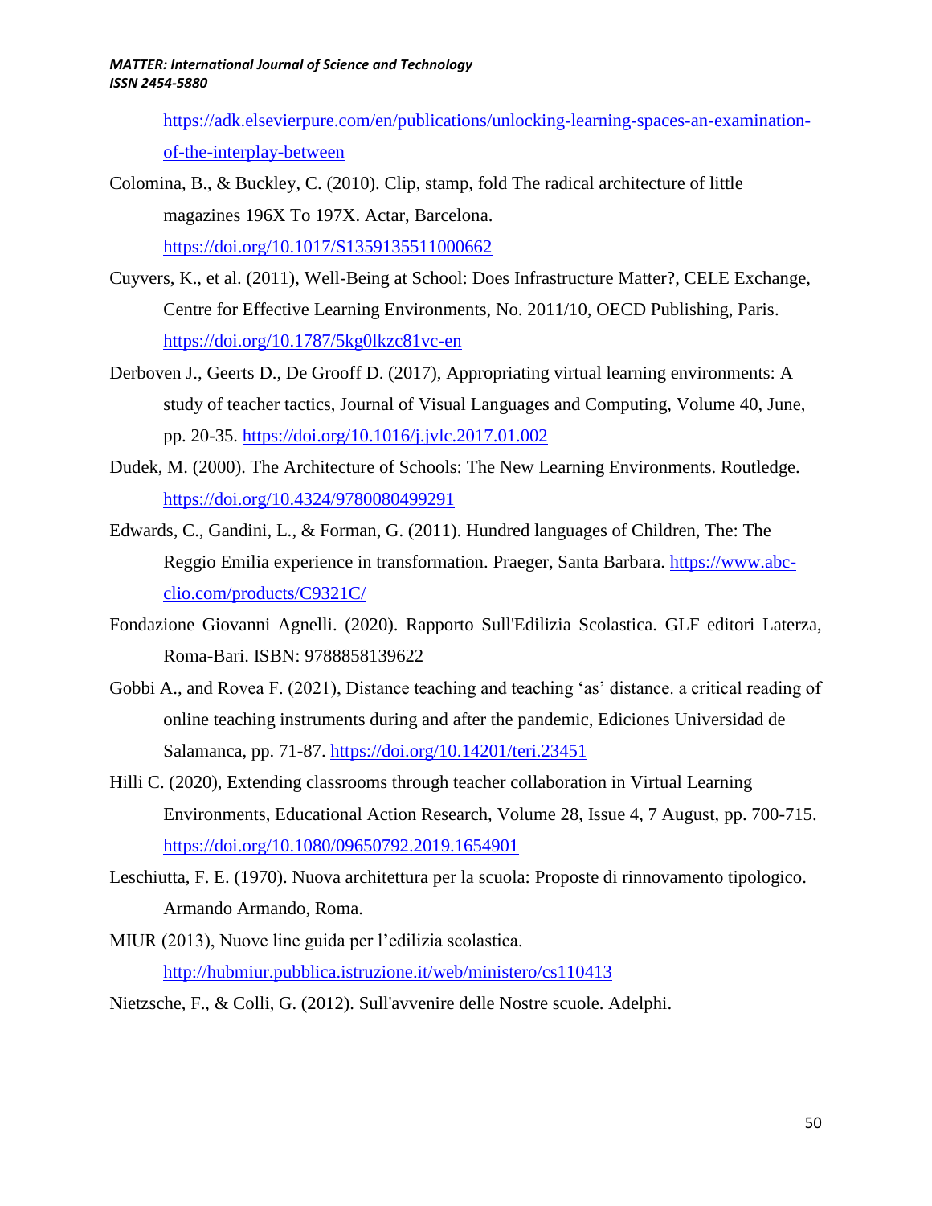https://adk.elsevierpure.com/en/publications/unlocking-learning-spaces-an-examination-of-the-interplay-between

Colomina, B., & Buckley, C. (2010). Clip, stamp, fold The radical architecture of little magazines 196X To 197X. Actar, Barcelona. https://doi.org/10.1017/S1359135511000662

Cuyvers, K., et al. (2011), Well-Being at School: Does Infrastructure Matter?, CELE Exchange, Centre for Effective Learning Environments, No. 2011/10, OECD Publishing, Paris. https://doi.org/10.1787/5kg0lkzc81vc-en

Derboven J., Geerts D., De Grooff D. (2017), Appropriating virtual learning environments: A study of teacher tactics, Journal of Visual Languages and Computing, Volume 40, June, pp. 20-35. https://doi.org/10.1016/j.jvlc.2017.01.002

Dudek, M. (2000). The Architecture of Schools: The New Learning Environments. Routledge. https://doi.org/10.4324/9780080499291

Edwards, C., Gandini, L., & Forman, G. (2011). Hundred languages of Children, The: The Reggio Emilia experience in transformation. Praeger, Santa Barbara. https://www.abc-clio.com/products/C9321C/

Fondazione Giovanni Agnelli. (2020). Rapporto Sull'Edilizia Scolastica. GLF editori Laterza, Roma-Bari. ISBN: 9788858139622

Gobbi A., and Rovea F. (2021), Distance teaching and teaching 'as' distance. a critical reading of online teaching instruments during and after the pandemic, Ediciones Universidad de Salamanca, pp. 71-87. https://doi.org/10.14201/teri.23451

Hilli C. (2020), Extending classrooms through teacher collaboration in Virtual Learning Environments, Educational Action Research, Volume 28, Issue 4, 7 August, pp. 700-715. https://doi.org/10.1080/09650792.2019.1654901

Leschiutta, F. E. (1970). Nuova architettura per la scuola: Proposte di rinnovamento tipologico. Armando Armando, Roma.

MIUR (2013), Nuove line guida per l'edilizia scolastica. http://hubmiur.pubblica.istruzione.it/web/ministero/cs110413

Nietzsche, F., & Colli, G. (2012). Sull'avvenire delle Nostre scuole. Adelphi.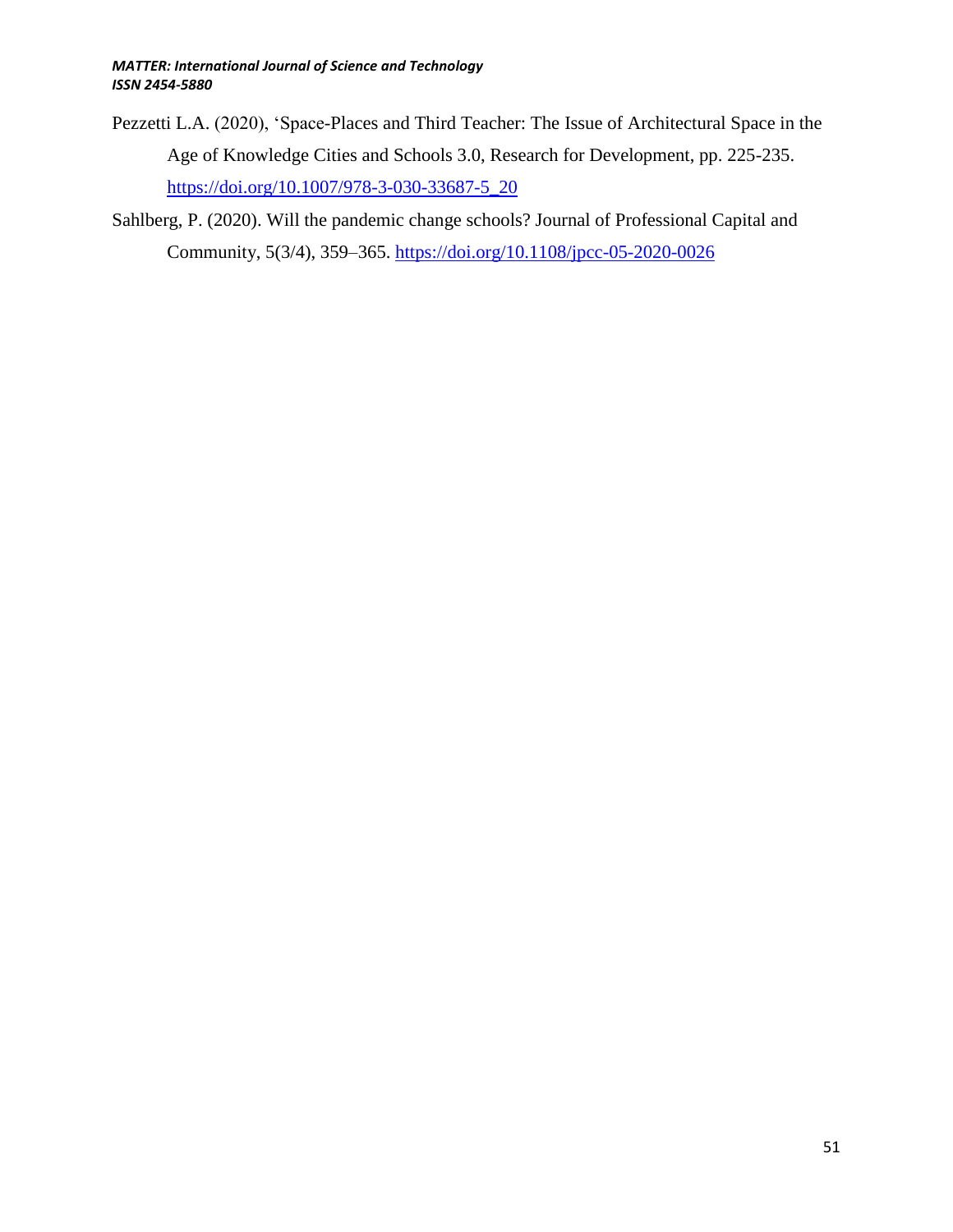Pezzetti L.A. (2020), 'Space-Places and Third Teacher: The Issue of Architectural Space in the Age of Knowledge Cities and Schools 3.0, Research for Development, pp. 225-235. https://doi.org/10.1007/978-3-030-33687-5_20

Sahlberg, P. (2020). Will the pandemic change schools? Journal of Professional Capital and Community, 5(3/4), 359–365. https://doi.org/10.1108/jpcc-05-2020-0026